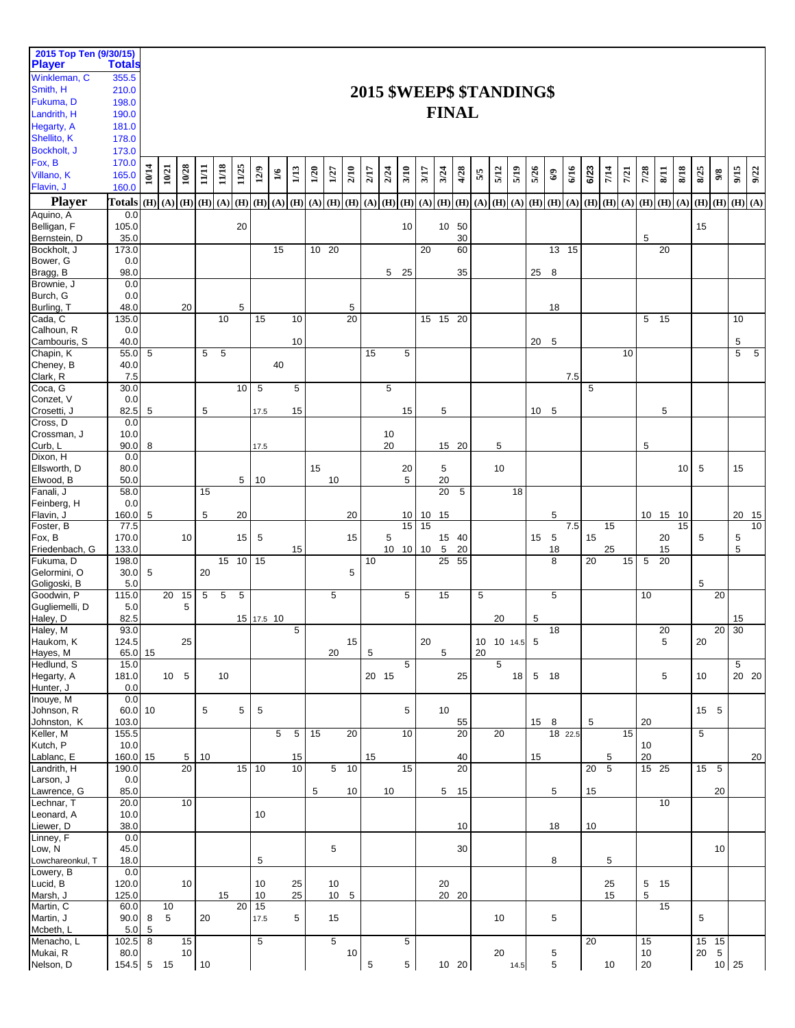# 2015 $WEEP$ $TANDING$

## FINAL

| 2015 Top Ten (9/30/15) Player | Totals |
|---|---|
| Winkleman, C | 355.5 |
| Smith, H | 210.0 |
| Fukuma, D | 198.0 |
| Landrith, H | 190.0 |
| Hegarty, A | 181.0 |
| Shellito, K | 178.0 |
| Bockholt, J | 173.0 |
| Fox, B | 170.0 |
| Villano, K | 165.0 |
| Flavin, J | 160.0 |

| Player | Totals | 10/14 | 10/21 | 10/28 | 11/11 | 11/18 | 11/25 | 12/9 | 1/6 | 1/13 | 1/20 | 1/27 | 2/10 | 2/17 | 2/24 | 3/10 | 3/17 | 3/24 | 4/28 | 5/5 | 5/12 | 5/19 | 5/26 | 6/9 | 6/16 | 6/23 | 7/14 | 7/21 | 7/28 | 8/11 | 8/18 | 8/25 | 9/8 | 9/15 | 9/22 |
|---|---|---|---|---|---|---|---|---|---|---|---|---|---|---|---|---|---|---|---|---|---|---|---|---|---|---|---|---|---|---|---|---|---|---|---|
| | | (H) | (A) | (H) | (H) | (A) | (H) | (H) | (A) | (H) | (A) | (H) | (H) | (A) | (H) | (H) | (A) | (H) | (H) | (A) | (H) | (A) | (H) | (H) | (A) | (H) | (H) | (A) | (H) | (H) | (A) | (H) | (H) | (H) | (A) |
| Aquino, A | 0.0 | | | | | | | | | | | | | | | | | | | | | | | | | | | | | | | | | | |
| Belligan, F | 105.0 | | | | | | 20 | | | | | | | | | 10 | | 10 | 50 | | | | | | | | | | | | | 15 | | | |
| Bernstein, D | 35.0 | | | | | | | | | | | | | | | | | | 30 | | | | | | | | | | 5 | | | | | | |
| Bockholt, J | 173.0 | | | | | | | | 15 | | 10 | 20 | | | | | 20 | | 60 | | | | | 13 | 15 | | | | | 20 | | | | | |
| Bower, G | 0.0 | | | | | | | | | | | | | | | | | | | | | | | | | | | | | | | | | | |
| Bragg, B | 98.0 | | | | | | | | | | | | | | 5 | 25 | | | 35 | | | | 25 | 8 | | | | | | | | | | | |
| Brownie, J | 0.0 | | | | | | | | | | | | | | | | | | | | | | | | | | | | | | | | | | |
| Burch, G | 0.0 | | | | | | | | | | | | | | | | | | | | | | | | | | | | | | | | | | |
| Burling, T | 48.0 | | | 20 | | | 5 | | | | | | 5 | | | | | | | | | | | 18 | | | | | | | | | | | |
| Cada, C | 135.0 | | | | | 10 | | 15 | | 10 | | | 20 | | | | 15 | 15 | 20 | | | | | | | | | | 5 | 15 | | | | 10 | |
| Calhoun, R | 0.0 | | | | | | | | | | | | | | | | | | | | | | | | | | | | | | | | | | |
| Cambouris, S | 40.0 | | | | | | | | | 10 | | | | | | | | | | | | | 20 | 5 | | | | | | | | | | 5 | |
| Chapin, K | 55.0 | 5 | | | 5 | 5 | | | | | | | | 15 | | 5 | | | | | | | | | | | | 10 | | | | | | 5 | 5 |
| Cheney, B | 40.0 | | | | | | | | 40 | | | | | | | | | | | | | | | | | | | | | | | | | | |
| Clark, R | 7.5 | | | | | | | | | | | | | | | | | | | | | | | | 7.5 | | | | | | | | | | |
| Coca, G | 30.0 | | | | | | 10 | 5 | | 5 | | | | | 5 | | | | | | | | | | | 5 | | | | | | | | | |
| Conzet, V | 0.0 | | | | | | | | | | | | | | | | | | | | | | | | | | | | | | | | | | |
| Crosetti, J | 82.5 | 5 | | | 5 | | | 17.5 | | 15 | | | | | | 15 | | 5 | | | | | 10 | 5 | | | | | | 5 | | | | | |
| Cross, D | 0.0 | | | | | | | | | | | | | | | | | | | | | | | | | | | | | | | | | | |
| Crossman, J | 10.0 | | | | | | | | | | | | | | 10 | | | | | | | | | | | | | | | | | | | | |
| Curb, L | 90.0 | 8 | | | | | | 17.5 | | | | | | | 20 | | | 15 | 20 | | 5 | | | | | | | | 5 | | | | | | |
| Dixon, H | 0.0 | | | | | | | | | | | | | | | | | | | | | | | | | | | | | | | | | | |
| Ellsworth, D | 80.0 | | | | | | | | | | 15 | | | | | 20 | | 5 | | | 10 | | | | | | | | | | 10 | 5 | | 15 | |
| Elwood, B | 50.0 | | | | | | 5 | 10 | | | | 10 | | | | 5 | | 20 | | | | | | | | | | | | | | | | | |
| Fanali, J | 58.0 | | | | 15 | | | | | | | | | | | | | 20 | 5 | | | 18 | | | | | | | | | | | | | |
| Feinberg, H | 0.0 | | | | | | | | | | | | | | | | | | | | | | | | | | | | | | | | | | |
| Flavin, J | 160.0 | 5 | | | 5 | | 20 | | | | | | 20 | | | 10 | 10 | 15 | | | | | | 5 | | | | | 10 | 15 | 10 | | | 20 | 15 |
| Foster, B | 77.5 | | | | | | | | | | | | | | | 15 | 15 | | | | | | | | 7.5 | | 15 | | | | 15 | | | | 10 |
| Fox, B | 170.0 | | | 10 | | | 15 | 5 | | | | | 15 | | 5 | | | 15 | 40 | | | | 15 | 5 | | 15 | | | | 20 | | 5 | | 5 | |
| Friedenbach, G | 133.0 | | | | | | | | | 15 | | | | | 10 | 10 | 10 | 5 | 20 | | | | | 18 | | | 25 | | | 15 | | | | 5 | |
| Fukuma, D | 198.0 | | | | | 15 | 10 | 15 | | | | | | 10 | | | | 25 | 55 | | | | | 8 | | 20 | | 15 | 5 | 20 | | | | | |
| Gelormini, O | 30.0 | 5 | | | 20 | | | | | | | | 5 | | | | | | | | | | | | | | | | | | | | | | |
| Goligoski, B | 5.0 | | | | | | | | | | | | | | | | | | | | | | | | | | | | | | | 5 | | | |
| Goodwin, P | 115.0 | | 20 | 15 | 5 | 5 | 5 | | | | | 5 | | | | 5 | | 15 | | 5 | | | | 5 | | | | | 10 | | | | 20 | | |
| Gugliemelli, D | 5.0 | | | 5 | | | | | | | | | | | | | | | | | | | | | | | | | | | | | | | |
| Haley, D | 82.5 | | | | | | 15 | 17.5 | 10 | | | | | | | | | | | | 20 | | 5 | | | | | | | | | | | 15 | |
| Haley, M | 93.0 | | | | | | | | | 5 | | | | | | | | | | | | | | 18 | | | | | | 20 | | | 20 | 30 | |
| Haukom, K | 124.5 | | | 25 | | | | | | | | | 15 | | | | 20 | | | 10 | 10 | 14.5 | 5 | | | | | | | 5 | | 20 | | | |
| Hayes, M | 65.0 | 15 | | | | | | | | | | 20 | | 5 | | | | 5 | | 20 | | | | | | | | | | | | | | | |
| Hedlund, S | 15.0 | | | | | | | | | | | | | | | 5 | | | | | 5 | | | | | | | | | | | | | 5 | |
| Hegarty, A | 181.0 | | 10 | 5 | | 10 | | | | | | | | 20 | 15 | | | | 25 | | | 18 | 5 | 18 | | | | | | 5 | | 10 | | 20 | 20 |
| Hunter, J | 0.0 | | | | | | | | | | | | | | | | | | | | | | | | | | | | | | | | | | |
| Inouye, M | 0.0 | | | | | | | | | | | | | | | | | | | | | | | | | | | | | | | | | | |
| Johnson, R | 60.0 | 10 | | | 5 | | 5 | 5 | | | | | | | | 5 | | 10 | | | | | | | | | | | | | | 15 | 5 | | |
| Johnston, K | 103.0 | | | | | | | | | | | | | | | | | | 55 | | | | 15 | 8 | | 5 | | | 20 | | | | | | |
| Keller, M | 155.5 | | | | | | | | 5 | 5 | 15 | | 20 | | | 10 | | | 20 | | 20 | | | 18 | 22.5 | | | 15 | | | | 5 | | | |
| Kutch, P | 10.0 | | | | | | | | | | | | | | | | | | | | | | | | | | | | 10 | | | | | | |
| Lablanc, E | 160.0 | 15 | | 5 | 10 | | | | | 15 | | | | 15 | | | | | 40 | | | | 15 | | | | 5 | | 20 | | | | | | 20 |
| Landrith, H | 190.0 | | | 20 | | | 15 | 10 | | 10 | | 5 | 10 | | | 15 | | | 20 | | | | | | | 20 | 5 | | 15 | 25 | | 15 | 5 | | |
| Larson, J | 0.0 | | | | | | | | | | | | | | | | | | | | | | | | | | | | | | | | | | |
| Lawrence, G | 85.0 | | | | | | | | | | 5 | | 10 | | 10 | | | 5 | 15 | | | | | 5 | | 15 | | | | | | | 20 | | |
| Lechnar, T | 20.0 | | | 10 | | | | | | | | | | | | | | | | | | | | | | | | | | 10 | | | | | |
| Leonard, A | 10.0 | | | | | | | 10 | | | | | | | | | | | | | | | | | | | | | | | | | | | |
| Liewer, D | 38.0 | | | | | | | | | | | | | | | | | | 10 | | | | | 18 | | 10 | | | | | | | | | |
| Linney, F | 0.0 | | | | | | | | | | | | | | | | | | | | | | | | | | | | | | | | | | |
| Low, N | 45.0 | | | | | | | | | | | 5 | | | | | | | 30 | | | | | | | | | | | | | | 10 | | |
| Lowchareonkul, T | 18.0 | | | | | | | 5 | | | | | | | | | | | | | | | | 8 | | | 5 | | | | | | | | |
| Lowery, B | 0.0 | | | | | | | | | | | | | | | | | | | | | | | | | | | | | | | | | | |
| Lucid, B | 120.0 | | | 10 | | | | 10 | | 25 | | 10 | | | | | | 20 | | | | | | | | | 25 | | 5 | 15 | | | | | |
| Marsh, J | 125.0 | | | | | 15 | | 10 | | 25 | | 10 | 5 | | | | | 20 | 20 | | | | | | | | 15 | | 5 | | | | | | |
| Martin, C | 60.0 | | 10 | | | | 20 | 15 | | | | | | | | | | | | | | | | | | | | | | 15 | | | | | |
| Martin, J | 90.0 | 8 | 5 | | 20 | | | 17.5 | | 5 | | 15 | | | | | | | | | 10 | | | 5 | | | | | | | | 5 | | | |
| Mcbeth, L | 5.0 | 5 | | | | | | | | | | | | | | | | | | | | | | | | | | | | | | | | | |
| Menacho, L | 102.5 | 8 | | 15 | | | | 5 | | | | 5 | | | | 5 | | | | | | | | | | 20 | | | 15 | | | 15 | 15 | | |
| Mukai, R | 80.0 | | | 10 | | | | | | | | | 10 | | | | | | | | 20 | | | 5 | | | | | 10 | | | 20 | 5 | | |
| Nelson, D | 154.5 | 5 | 15 | | 10 | | | | | | | | | 5 | | 5 | | 10 | 20 | | | 14.5 | | 5 | | | 10 | | 20 | | | | 10 | 25 | |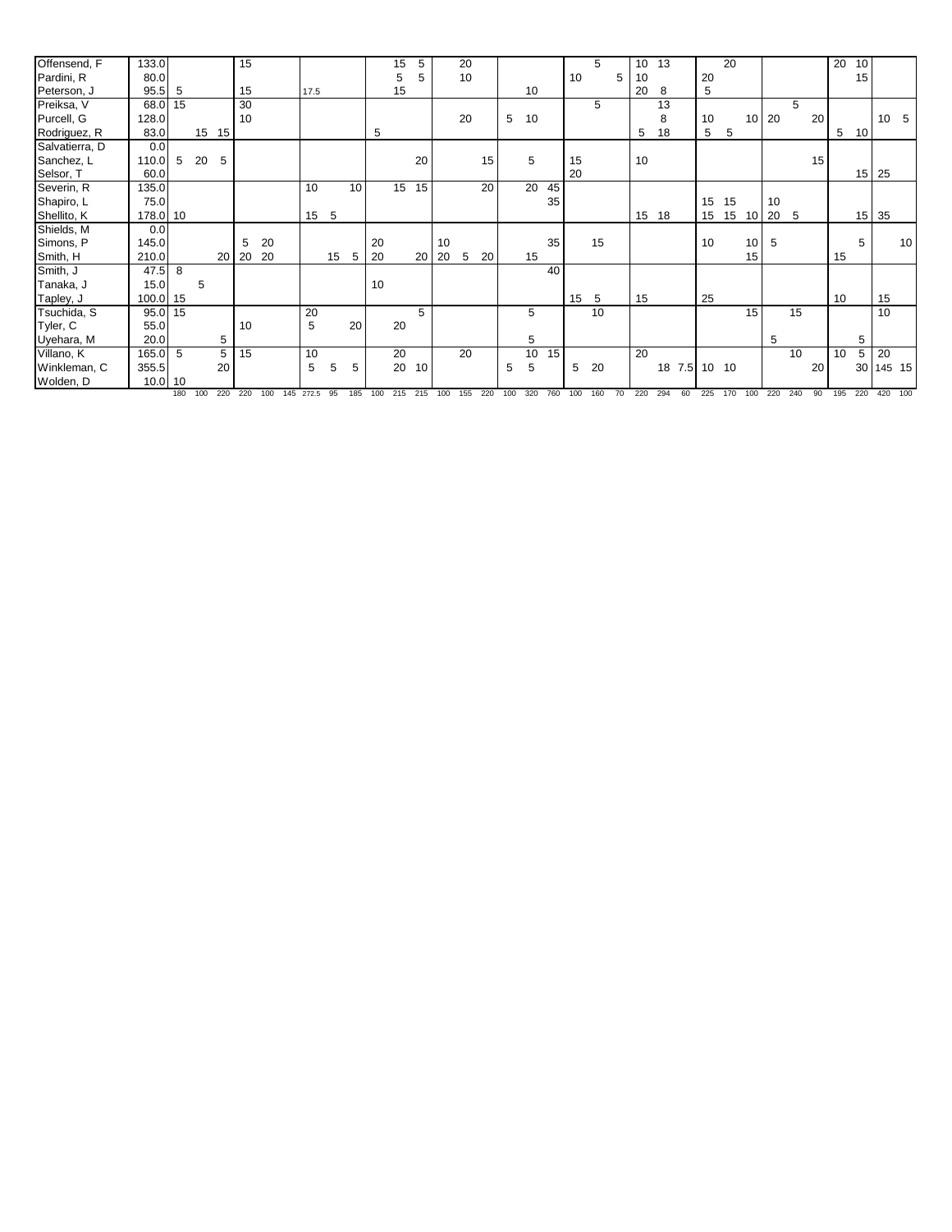| | | | | | | | | | | | | | | | | | | | | | | | | | | | | | | | | | | | |
|---|---|---|---|---|---|---|---|---|---|---|---|---|---|---|---|---|---|---|---|---|---|---|---|---|---|---|---|---|---|---|---|---|---|---|---|
| Offensend, F | 133.0 | | | | 15 | | | | | | | 15 | 5 | | 20 | | | | | | 5 | | 10 | 13 | | | 20 | | | | | 20 | 10 | | |
| Pardini, R | 80.0 | | | | | | | | | | | 5 | 5 | | 10 | | | | | 10 | | 5 | 10 | | | 20 | | | | | | | 15 | | |
| Peterson, J | 95.5 | 5 | | | 15 | | | 17.5 | | | | 15 | | | | | | 10 | | | | | 20 | 8 | | 5 | | | | | | | | | |
| Preiksa, V | 68.0 | 15 | | | 30 | | | | | | | | | | | | | | | | 5 | | | 13 | | | | | | 5 | | | | | |
| Purcell, G | 128.0 | | | | 10 | | | | | | | | | | 20 | | 5 | 10 | | | | | | 8 | | 10 | | 10 | 20 | | 20 | | | 10 | 5 |
| Rodriguez, R | 83.0 | | 15 | 15 | | | | | | | 5 | | | | | | | | | | | | 5 | 18 | | 5 | 5 | | | | | 5 | 10 | | |
| Salvatierra, D | 0.0 | | | | | | | | | | | | | | | | | | | | | | | | | | | | | | | | | | |
| Sanchez, L | 110.0 | 5 | 20 | 5 | | | | | | | | | 20 | | | 15 | | 5 | | 15 | | | 10 | | | | | | | | 15 | | | | |
| Selsor, T | 60.0 | | | | | | | | | | | | | | | | | | | 20 | | | | | | | | | | | | | 15 | 25 | |
| Severin, R | 135.0 | | | | | | | 10 | | 10 | | 15 | 15 | | | 20 | | 20 | 45 | | | | | | | | | | | | | | | | |
| Shapiro, L | 75.0 | | | | | | | | | | | | | | | | | | 35 | | | | | | | 15 | 15 | | 10 | | | | | | |
| Shellito, K | 178.0 | 10 | | | | | | 15 | 5 | | | | | | | | | | | | | | 15 | 18 | | 15 | 15 | 10 | 20 | 5 | | | 15 | 35 | |
| Shields, M | 0.0 | | | | | | | | | | | | | | | | | | | | | | | | | | | | | | | | | | |
| Simons, P | 145.0 | | | | 5 | 20 | | | | | 20 | | | 10 | | | | | 35 | | 15 | | | | | 10 | | 10 | 5 | | | | 5 | | 10 |
| Smith, H | 210.0 | | | 20 | 20 | 20 | | | 15 | 5 | 20 | | 20 | 20 | 5 | 20 | | 15 | | | | | | | | | | 15 | | | | 15 | | | |
| Smith, J | 47.5 | 8 | | | | | | | | | | | | | | | | | 40 | | | | | | | | | | | | | | | | |
| Tanaka, J | 15.0 | | 5 | | | | | | | | 10 | | | | | | | | | | | | | | | | | | | | | | | | |
| Tapley, J | 100.0 | 15 | | | | | | | | | | | | | | | | | | 15 | 5 | | 15 | | | 25 | | | | | | 10 | | 15 | |
| Tsuchida, S | 95.0 | 15 | | | | | | 20 | | | | | 5 | | | | | 5 | | | 10 | | | | | | | 15 | | 15 | | | | 10 | |
| Tyler, C | 55.0 | | | | 10 | | | 5 | | 20 | | 20 | | | | | | | | | | | | | | | | | | | | | | | |
| Uyehara, M | 20.0 | | | 5 | | | | | | | | | | | | | | 5 | | | | | | | | | | | 5 | | | | 5 | | |
| Villano, K | 165.0 | 5 | | 5 | 15 | | | 10 | | | | 20 | | | 20 | | | 10 | 15 | | | | 20 | | | | | | | 10 | | 10 | 5 | 20 | |
| Winkleman, C | 355.5 | | | 20 | | | | 5 | 5 | 5 | | 20 | 10 | | | | 5 | 5 | | 5 | 20 | | | 18 | 7.5 | 10 | 10 | | | | 20 | | 30 | 145 | 15 |
| Wolden, D | 10.0 | 10 | | | | | | | | | | | | | | | | | | | | | | | | | | | | | | | | | |
| | | 180 | 100 | 220 | 220 | 100 | 145 | 272.5 | 95 | 185 | 100 | 215 | 215 | 100 | 155 | 220 | 100 | 320 | 760 | 100 | 160 | 70 | 220 | 294 | 60 | 225 | 170 | 100 | 220 | 240 | 90 | 195 | 220 | 420 | 100 |